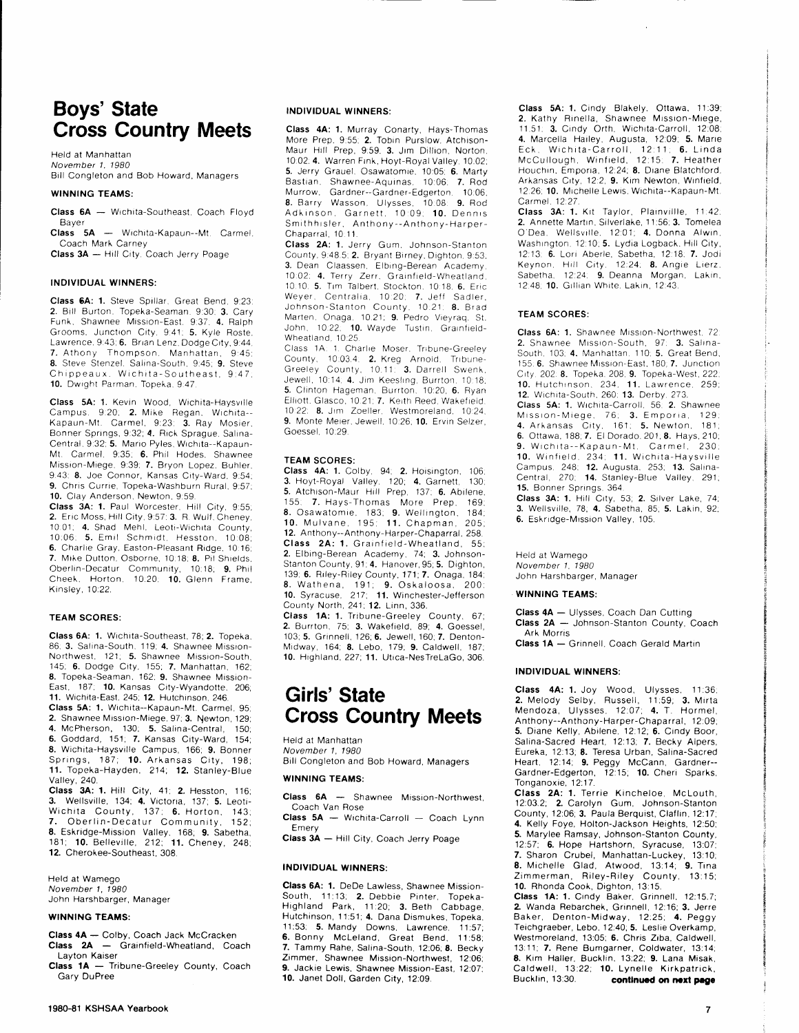# Boys' State Cross Country Meets

Held at Manhattan
*November 1, 1980*
Bill Congleton and Bob Howard, Managers

### WINNING TEAMS:

**Class 6A** — Wichita-Southeast, Coach Floyd Bayer
**Class 5A** — Wichita-Kapaun--Mt. Carmel, Coach Mark Carney
**Class 3A** — Hill City, Coach Jerry Poage

### INDIVIDUAL WINNERS:

**Class 6A: 1.** Steve Spillar, Great Bend, 9:23; **2.** Bill Burton, Topeka-Seaman, 9:30; **3.** Cary Funk, Shawnee Mission-East, 9:37; **4.** Ralph Grooms, Junction City, 9:41; **5.** Kyle Roste, Lawrence, 9:43; **6.** Brian Lenz, Dodge City, 9:44; **7.** Athony Thompson, Manhattan, 9:45; **8.** Steve Stenzel, Salina-South, 9:45; **9.** Steve Chippeaux, Wichita-Southeast, 9:47; **10.** Dwight Parman, Topeka, 9:47.

**Class 5A: 1.** Kevin Wood, Wichita-Haysville Campus, 9:20; **2.** Mike Regan, Wichita--Kapaun-Mt. Carmel, 9:23; **3.** Ray Mosier, Bonner Springs, 9:32; **4.** Rick Sprague, Salina-Central, 9:32; **5.** Mario Pyles, Wichita--Kapaun-Mt. Carmel, 9:35; **6.** Phil Hodes, Shawnee Mission-Miege, 9:39; **7.** Bryon Lopez, Buhler, 9:43; **8.** Joe Connor, Kansas City-Ward, 9:54; **9.** Chris Currie, Topeka-Washburn Rural, 9:57; **10.** Clay Anderson, Newton, 9:59.

**Class 3A: 1.** Paul Worcester, Hill City, 9:55; **2.** Eric Moss, Hill City, 9:57; **3.** R. Wulf, Cheney, 10:01; **4.** Shad Mehl, Leoti-Wichita County, 10:06; **5.** Emil Schmidt, Hesston, 10:08; **6.** Charlie Gray, Easton-Pleasant Ridge, 10:16; **7.** Mike Dutton, Osborne, 10:18; **8.** Pil Shields, Oberlin-Decatur Community, 10:18; **9.** Phil Cheek, Horton, 10:20; **10.** Glenn Frame, Kinsley, 10:22.

### TEAM SCORES:

**Class 6A: 1.** Wichita-Southeast, 78; **2.** Topeka, 86; **3.** Salina-South, 119; **4.** Shawnee Mission-Northwest, 121; **5.** Shawnee Mission-South, 145; **6.** Dodge City, 155; **7.** Manhattan, 162; **8.** Topeka-Seaman, 162; **9.** Shawnee Mission-East, 187; **10.** Kansas City-Wyandotte, 206; **11.** Wichita-East, 245; **12.** Hutchinson, 246.

**Class 5A: 1.** Wichita--Kapaun-Mt. Carmel, 95; **2.** Shawnee Mission-Miege, 97; **3.** Newton, 129; **4.** McPherson, 130; **5.** Salina-Central, 150; **6.** Goddard, 151; **7.** Kansas City-Ward, 154; **8.** Wichita-Haysville Campus, 166; **9.** Bonner Springs, 187; **10.** Arkansas City, 198; **11.** Topeka-Hayden, 214; **12.** Stanley-Blue Valley, 240.

**Class 3A: 1.** Hill City, 41; **2.** Hesston, 116; **3.** Wellsville, 134; **4.** Victoria, 137; **5.** Leoti-Wichita County, 137; **6.** Horton, 143; **7.** Oberlin-Decatur Community, 152; **8.** Eskridge-Mission Valley, 168; **9.** Sabetha, 181; **10.** Belleville, 212; **11.** Cheney, 248; **12.** Cherokee-Southeast, 308.

Held at Wamego
*November 1, 1980*
John Harshbarger, Manager

### WINNING TEAMS:

**Class 4A** — Colby, Coach Jack McCracken
**Class 2A** — Grainfield-Wheatland, Coach Layton Kaiser
**Class 1A** — Tribune-Greeley County, Coach Gary DuPree

### INDIVIDUAL WINNERS:

**Class 4A: 1.** Murray Conarty, Hays-Thomas More Prep, 9:55; **2.** Tobin Purslow, Atchison-Maur Hill Prep, 9:59; **3.** Jim Dillion, Norton, 10:02; **4.** Warren Fink, Hoyt-Royal Valley, 10:02; **5.** Jerry Grauel, Osawatomie, 10:05; **6.** Marty Bastian, Shawnee-Aquinas, 10:06; **7.** Rod Murrow, Gardner--Gardner-Edgerton, 10:06; **8.** Barry Wasson, Ulysses, 10:08; **9.** Rod Adkinson, Garnett, 10:09; **10.** Dennis Smithhisler, Anthony--Anthony-Harper-Chaparral, 10:11.

**Class 2A: 1.** Jerry Gum, Johnson-Stanton County, 9:48.5; **2.** Bryant Birney, Dighton, 9:53; **3.** Dean Claassen, Elbing-Berean Academy, 10:02; **4.** Terry Zerr, Grainfield-Wheatland, 10:10; **5.** Tim Talbert, Stockton, 10:18; **6.** Eric Weyer, Centralia, 10:20; **7.** Jeff Sadler, Johnson-Stanton County, 10:21; **8.** Brad Marten, Onaga, 10:21; **9.** Pedro Vieyraq, St. John, 10:22; **10.** Wayde Tustin, Grainfield-Wheatland, 10:25.

Class 1A: 1. Charlie Moser, Tribune-Greeley County, 10:03.4; **2.** Kreg Arnold, Tribune-Greeley County, 10:11; **3.** Darrell Swenk, Jewell, 10:14; **4.** Jim Keesling, Burrton, 10:18; **5.** Clinton Hageman, Burrton, 10:20; **6.** Ryan Elliott, Glasco, 10:21; **7.** Keith Reed, Wakefield, 10:22; **8.** Jim Zoeller, Westmoreland, 10:24; **9.** Monte Meier, Jewell, 10:26; **10.** Ervin Selzer, Goessel, 10:29.

### TEAM SCORES:

**Class 4A: 1.** Colby, 94; **2.** Hoisington, 106; **3.** Hoyt-Royal Valley, 120; **4.** Garnett, 130; **5.** Atchison-Maur Hill Prep, 137; **6.** Abilene, 155; **7.** Hays-Thomas More Prep, 169; **8.** Osawatomie, 183; **9.** Wellington, 184; **10.** Mulvane, 195; **11.** Chapman, 205; **12.** Anthony--Anthony-Harper-Chaparral, 258.

**Class 2A: 1.** Grainfield-Wheatland, 55; **2.** Elbing-Berean Academy, 74; **3.** Johnson-Stanton County, 91; **4.** Hanover, 95; **5.** Dighton, 139; **6.** Riley-Riley County, 171; **7.** Onaga, 184; **8.** Wathena, 191; **9.** Oskaloosa, 200; **10.** Syracuse, 217; **11.** Winchester-Jefferson County North, 241; **12.** Linn, 336.

**Class 1A: 1.** Tribune-Greeley County, 67; **2.** Burrton, 75; **3.** Wakefield, 89; **4.** Goessel, 103; **5.** Grinnell, 126; **6.** Jewell, 160; **7.** Denton-Midway, 164; **8.** Lebo, 179; **9.** Caldwell, 187; **10.** Highland, 227; **11.** Utica-NesTreLaGo, 306.

# Girls' State Cross Country Meets

Held at Manhattan
*November 1, 1980*
Bill Congleton and Bob Howard, Managers

### WINNING TEAMS:

**Class 6A** — Shawnee Mission-Northwest, Coach Van Rose
**Class 5A** — Wichita-Carroll — Coach Lynn Emery
**Class 3A** — Hill City, Coach Jerry Poage

### INDIVIDUAL WINNERS:

**Class 6A: 1.** DeDe Lawless, Shawnee Mission-South, 11:13; **2.** Debbie Pinter, Topeka-Highland Park, 11:20; **3.** Beth Cabbage, Hutchinson, 11:51; **4.** Dana Dismukes, Topeka, 11:53; **5.** Mandy Downs, Lawrence, 11:57; **6.** Bonny McLeland, Great Bend, 11:58; **7.** Tammy Rahe, Salina-South, 12:06; **8.** Becky Zimmer, Shawnee Mission-Northwest, 12:06; **9.** Jackie Lewis, Shawnee Mission-East, 12:07; **10.** Janet Doll, Garden City, 12:09.

**Class 5A: 1.** Cindy Blakely, Ottawa, 11:39; **2.** Kathy Rinella, Shawnee Mission-Miege, 11:51; **3.** Cindy Orth, Wichita-Carroll, 12:08; **4.** Marcella Hailey, Augusta, 12:09; **5.** Marie Eck, Wichita-Carroll, 12:11; **6.** Linda McCullough, Winfield, 12:15; **7.** Heather Houchin, Emporia, 12:24; **8.** Diane Blatchford, Arkansas City, 12:2; **9.** Kim Newton, Winfield, 12:26; **10.** Michelle Lewis, Wichita--Kapaun-Mt. Carmel, 12:27.

**Class 3A: 1.** Kit Taylor, Plainvillle, 11:42; **2.** Annette Martin, Silverlake, 11:56; **3.** Tomelea O'Dea, Wellsville, 12:01; **4.** Donna Alwin, Washington, 12:10; **5.** Lydia Logback, Hill City, 12:13; **6.** Lori Aberle, Sabetha, 12:18; **7.** Jodi Keynon, Hill City, 12:24; **8.** Angie Lierz, Sabetha, 12:24; **9.** Deanna Morgan, Lakin, 12:48; **10.** Gillian White, Lakin, 12:43.

### TEAM SCORES:

**Class 6A: 1.** Shawnee Mission-Northwest, 72; **2.** Shawnee Mission-South, 97; **3.** Salina-South, 103; **4.** Manhattan, 110; **5.** Great Bend, 155; **6.** Shawnee Mission-East, 180; **7.** Junction City, 202; **8.** Topeka, 208; **9.** Topeka-West, 222; **10.** Hutchinson, 234; **11.** Lawrence, 259; **12.** Wichita-South, 260; **13.** Derby, 273.

**Class 5A: 1.** Wichita-Carroll, 56; **2.** Shawnee Mission-Miege, 76; **3.** Emporia, 129; **4.** Arkansas City, 161; **5.** Newton, 181; **6.** Ottawa, 188; **7.** El Dorado, 201; **8.** Hays, 210; **9.** Wichita--Kapaun-Mt. Carmel, 230; **10.** Winfield, 234; **11.** Wichita-Haysville Campus, 248; **12.** Augusta, 253; **13.** Salina-Central, 270; **14.** Stanley-Blue Valley, 291; **15.** Bonner Springs, 364.

**Class 3A: 1.** Hill City, 53; **2.** Silver Lake, 74; **3.** Wellsville, 78; **4.** Sabetha, 85; **5.** Lakin, 92; **6.** Eskridge-Mission Valley, 105.

Held at Wamego
*November 1, 1980*
John Harshbarger, Manager

### WINNING TEAMS:

**Class 4A** — Ulysses, Coach Dan Cutting
**Class 2A** — Johnson-Stanton County, Coach Ark Morris
**Class 1A** — Grinnell, Coach Gerald Martin

### INDIVIDUAL WINNERS:

**Class 4A: 1.** Joy Wood, Ulysses, 11:36; **2.** Melody Selby, Russell, 11:59; **3.** Mirta Mendoza, Ulysses, 12:07; **4.** T. Hormel, Anthony--Anthony-Harper-Chaparral, 12:09; **5.** Diane Kelly, Abilene, 12:12; **6.** Cindy Boor, Salina-Sacred Heart, 12:13; **7.** Becky Alpers, Eureka, 12:13; **8.** Teresa Urban, Salina-Sacred Heart, 12:14; **9.** Peggy McCann, Gardner--Gardner-Edgerton, 12:15; **10.** Cheri Sparks, Tonganoxie, 12:17.

**Class 2A: 1.** Terrie Kincheloe, McLouth, 12:03.2; **2.** Carolyn Gum, Johnson-Stanton County, 12:06; **3.** Paula Berquist, Claflin, 12:17; **4.** Kelly Foye, Holton-Jackson Heights, 12:50; **5.** Marylee Ramsay, Johnson-Stanton County, 12:57; **6.** Hope Hartshorn, Syracuse, 13:07; **7.** Sharon Crubel, Manhattan-Luckey, 13:10; **8.** Michelle Glad, Atwood, 13:14; **9.** Tina Zimmerman, Riley-Riley County, 13:15; **10.** Rhonda Cook, Dighton, 13:15.

**Class 1A: 1.** Cindy Baker, Grinnell, 12:15.7; **2.** Wanda Rebarchek, Grinnell, 12:16; **3.** Jerre Baker, Denton-Midway, 12:25; **4.** Peggy Teichgraeber, Lebo, 12:40; **5.** Leslie Overkamp, Westmoreland, 13:05; **6.** Chris Ziba, Caldwell, 13:11; **7.** Rene Bumgarner, Coldwater, 13:14; **8.** Kim Haller, Bucklin, 13:22; **9.** Lana Misak, Caldwell, 13:22; **10.** Lynelle Kirkpatrick, Bucklin, 13:30. **continued on next page**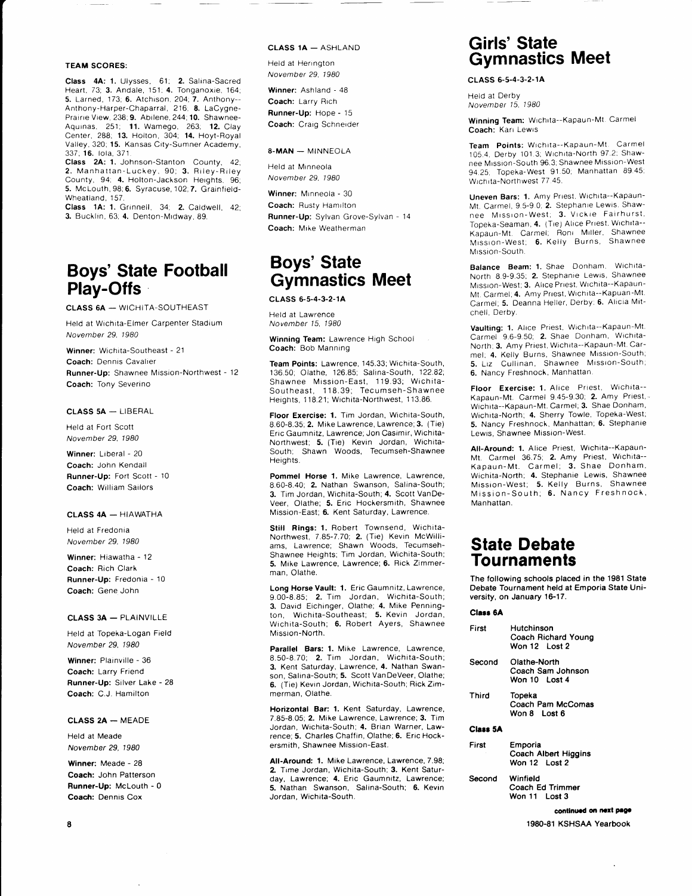**TEAM SCORES:**

**Class 4A: 1.** Ulysses, 61; **2.** Salina-Sacred Heart, 73; **3.** Andale, 151; **4.** Tonganoxie, 164; **5.** Larned, 173; **6.** Atchison, 204; **7.** Anthony--Anthony-Harper-Chaparral, 216; **8.** LaCygne-Prairie View, 238; **9.** Abilene, 244; **10.** Shawnee-Aquinas, 251; **11.** Wamego, 263; **12.** Clay Center, 288; **13.** Holton, 304; **14.** Hoyt-Royal Valley, 320; **15.** Kansas City-Sumner Academy, 337; **16.** Iola, 371.

**Class 2A: 1.** Johnson-Stanton County, 42; **2.** Manhattan-Luckey, 90; **3.** Riley-Riley County, 94; **4.** Holton-Jackson Heights, 96; **5.** McLouth, 98; **6.** Syracuse, 102; **7.** Grainfield-Wheatland, 157.

**Class 1A: 1.** Grinnell, 34; **2.** Caldwell, 42; **3.** Bucklin, 63; **4.** Denton-Midway, 89.

# Boys' State Football Play-Offs

**CLASS 6A** — WICHITA-SOUTHEAST

Held at Wichita-Elmer Carpenter Stadium
*November 29, 1980*

**Winner:** Wichita-Southeast - 21
**Coach:** Dennis Cavalier
**Runner-Up:** Shawnee Mission-Northwest - 12
**Coach:** Tony Severino

**CLASS 5A** — LIBERAL

Held at Fort Scott
*November 29, 1980*

**Winner:** Liberal - 20
**Coach:** John Kendall
**Runner-Up:** Fort Scott - 10
**Coach:** William Sailors

**CLASS 4A** — HIAWATHA

Held at Fredonia
*November 29, 1980*

**Winner:** Hiawatha - 12
**Coach:** Rich Clark
**Runner-Up:** Fredonia - 10
**Coach:** Gene John

**CLASS 3A** — PLAINVILLE

Held at Topeka-Logan Field
*November 29, 1980*

**Winner:** Plainville - 36
**Coach:** Larry Friend
**Runner-Up:** Silver Lake - 28
**Coach:** C.J. Hamilton

**CLASS 2A** — MEADE

Held at Meade
*November 29, 1980*

**Winner:** Meade - 28
**Coach:** John Patterson
**Runner-Up:** McLouth - 0
**Coach:** Dennis Cox

**CLASS 1A** — ASHLAND

Held at Herington
*November 29, 1980*

**Winner:** Ashland - 48
**Coach:** Larry Rich
**Runner-Up:** Hope - 15
**Coach:** Craig Schneider

**8-MAN** — MINNEOLA

Held at Minneola
*November 29, 1980*

**Winner:** Minneola - 30
**Coach:** Rusty Hamilton
**Runner-Up:** Sylvan Grove-Sylvan - 14
**Coach:** Mike Weatherman

# Boys' State Gymnastics Meet

**CLASS 6-5-4-3-2-1A**

Held at Lawrence
*November 15, 1980*

**Winning Team:** Lawrence High School
**Coach:** Bob Manning

**Team Points:** Lawrence, 145.33; Wichita-South, 136.50; Olathe, 126.85; Salina-South, 122.82; Shawnee Mission-East, 119.93; Wichita-Southeast, 118.39; Tecumseh-Shawnee Heights, 118.21; Wichita-Northwest, 113.86.

**Floor Exercise: 1.** Tim Jordan, Wichita-South, 8.60-8.35; **2.** Mike Lawrence, Lawrence; **3.** (Tie) Eric Gaumnitz, Lawrence; Jon Casimir, Wichita-Northwest; **5.** (Tie) Kevin Jordan, Wichita-South; Shawn Woods, Tecumseh-Shawnee Heights.

**Pommel Horse 1.** Mike Lawrence, Lawrence, 8.60-8.40; **2.** Nathan Swanson, Salina-South; **3.** Tim Jordan, Wichita-South; **4.** Scott VanDeVeer, Olathe; **5.** Eric Hockersmith, Shawnee Mission-East; **6.** Kent Saturday, Lawrence.

**Still Rings: 1.** Robert Townsend, Wichita-Northwest, 7.85-7.70; **2.** (Tie) Kevin McWilliams, Lawrence; Shawn Woods, Tecumseh-Shawnee Heights; Tim Jordan, Wichita-South; **5.** Mike Lawrence, Lawrence; **6.** Rick Zimmerman, Olathe.

**Long Horse Vault: 1.** Eric Gaumnitz, Lawrence, 9.00-8.85; **2.** Tim Jordan, Wichita-South; **3.** David Eichinger, Olathe; **4.** Mike Pennington, Wichita-Southeast; **5.** Kevin Jordan, Wichita-South; **6.** Robert Ayers, Shawnee Mission-North.

**Parallel Bars: 1.** Mike Lawrence, Lawrence, 8.50-8.70; **2.** Tim Jordan, Wichita-South; **3.** Kent Saturday, Lawrence, **4.** Nathan Swanson, Salina-South; **5.** Scott VanDeVeer, Olathe; **6.** (Tie) Kevin Jordan, Wichita-South; Rick Zimmerman, Olathe.

**Horizontal Bar: 1.** Kent Saturday, Lawrence, 7.85-8.05; **2.** Mike Lawrence, Lawrence; **3.** Tim Jordan, Wichita-South; **4.** Brian Warner, Lawrence; **5.** Charles Chaffin, Olathe; **6.** Eric Hockersmith, Shawnee Mission-East.

**All-Around: 1.** Mike Lawrence, Lawrence, 7.98; **2.** Time Jordan, Wichita-South; **3.** Kent Saturday, Lawrence; **4.** Eric Gaumnitz, Lawrence; **5.** Nathan Swanson, Salina-South; **6.** Kevin Jordan, Wichita-South.

# Girls' State Gymnastics Meet

**CLASS 6-5-4-3-2-1A**

Held at Derby
*November 15, 1980*

**Winning Team:** Wichita--Kapaun-Mt. Carmel
**Coach:** Kari Lewis

**Team Points:** Wichita--Kapaun-Mt. Carmel 105.4; Derby 101.3; Wichita-North 97.2; Shawnee Mission-South 96.3; Shawnee Mission-West 94.25; Topeka-West 91.50; Manhattan 89.45; Wichita-Northwest 77.45.

**Uneven Bars: 1.** Amy Priest, Wichita--Kapaun-Mt. Carmel, 9.5-9.0; **2.** Stephanie Lewis, Shawnee Mission-West; **3.** Vickie Fairhurst, Topeka-Seaman; **4.** (Tie) Alice Priest, Wichita--Kapaun-Mt. Carmel; Roni Miller, Shawnee Mission-West; **6.** Kelly Burns, Shawnee Mission-South.

**Balance Beam: 1.** Shae Donham, Wichita-North 8.9-9.35; **2.** Stephanie Lewis, Shawnee Mission-West; **3.** Alice Priest, Wichita--Kapaun-Mt. Carmel; **4.** Amy Priest, Wichita--Kapuan-Mt. Carmel; **5.** Deanna Heller, Derby; **6.** Alicia Mitchell, Derby.

**Vaulting: 1.** Alice Priest, Wichita--Kapaun-Mt. Carmel 9.6-9.50; **2.** Shae Donham, Wichita-North; **3.** Amy Priest, Wichita--Kapaun-Mt. Carmel; **4.** Kelly Burns, Shawnee Mission-South; **5.** Liz Cullinan, Shawnee Mission-South; **6.** Nancy Freshnock, Manhattan.

**Floor Exercise: 1.** Alice Priest, Wichita--Kapaun-Mt. Carmel 9.45-9.30; **2.** Amy Priest, Wichita--Kapaun-Mt. Carmel; **3.** Shae Donham, Wichita-North; **4.** Sherry Towle, Topeka-West; **5.** Nancy Freshnock, Manhattan; **6.** Stephanie Lewis, Shawnee Mission-West.

**All-Around: 1.** Alice Priest, Wichita--Kapaun-Mt. Carmel 36.75; **2.** Amy Priest, Wichita--Kapaun-Mt. Carmel; **3.** Shae Donham, Wichita-North; **4.** Stephanie Lewis, Shawnee Mission-West; **5.** Kelly Burns, Shawnee Mission-South; **6.** Nancy Freshnock, Manhattan.

# State Debate Tournaments

**The following schools placed in the 1981 State Debate Tournament held at Emporia State University, on January 16-17.**

**Class 6A**

| | |
|---|---|
| First | Hutchinson<br>Coach Richard Young<br>Won 12 Lost 2 |
| Second | Olathe-North<br>Coach Sam Johnson<br>Won 10 Lost 4 |
| Third | Topeka<br>Coach Pam McComas<br>Won 8 Lost 6 |

**Class 5A**

| | |
|---|---|
| First | Emporia<br>Coach Albert Higgins<br>Won 12 Lost 2 |
| Second | Winfield<br>Coach Ed Trimmer<br>Won 11 Lost 3 |

**continued on next page**